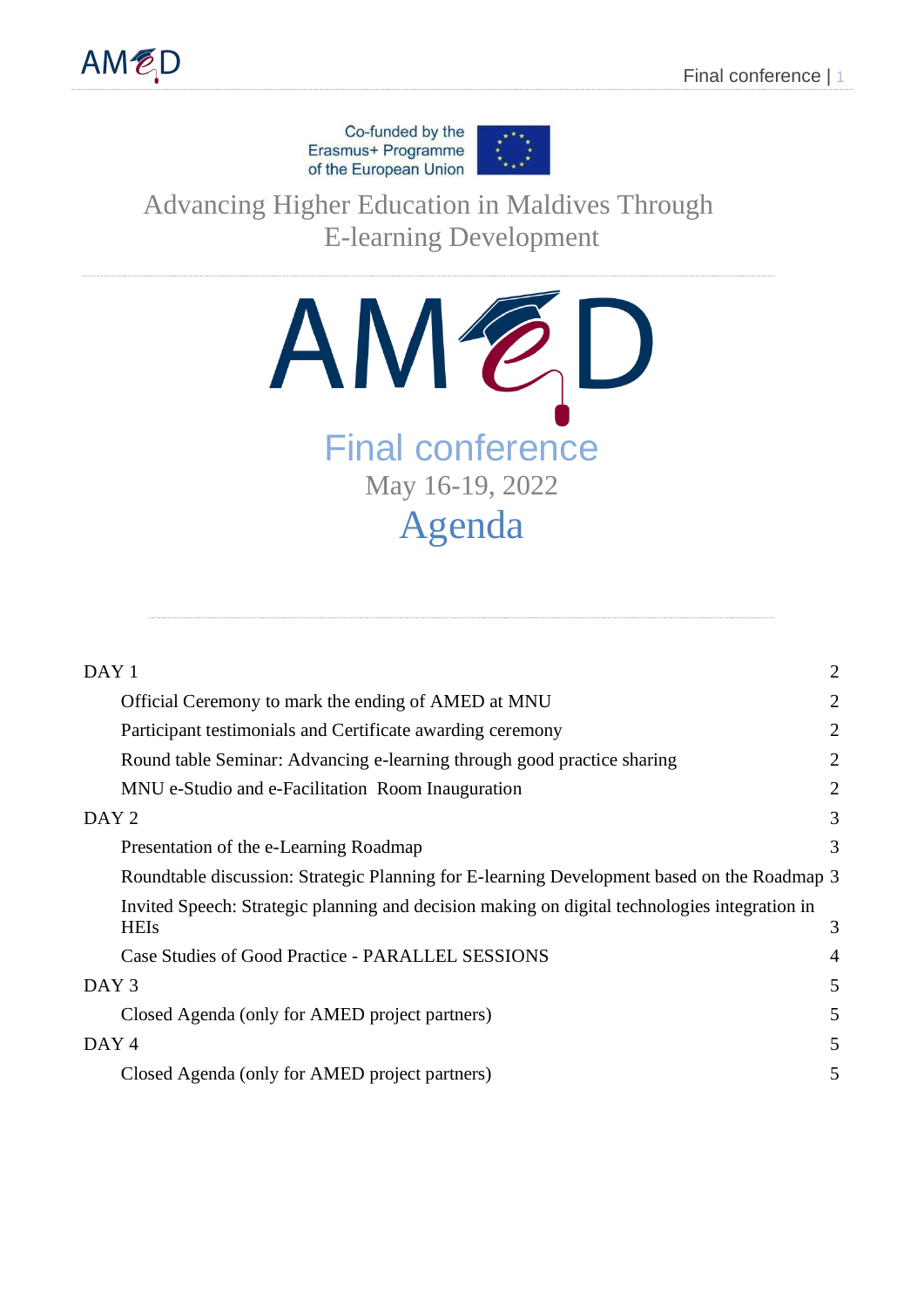Co-funded by the Erasmus+ Programme of the European Union

Advancing Higher Education in Maldives Through E-learning Development

# AMED

## Final conference

May 16-19, 2022

# Agenda

- DAY 1 — 2
  - Official Ceremony to mark the ending of AMED at MNU — 2
  - Participant testimonials and Certificate awarding ceremony — 2
  - Round table Seminar: Advancing e-learning through good practice sharing — 2
  - MNU e-Studio and e-Facilitation Room Inauguration — 2
- DAY 2 — 3
  - Presentation of the e-Learning Roadmap — 3
  - Roundtable discussion: Strategic Planning for E-learning Development based on the Roadmap — 3
  - Invited Speech: Strategic planning and decision making on digital technologies integration in HEIs — 3
  - Case Studies of Good Practice - PARALLEL SESSIONS — 4
- DAY 3 — 5
  - Closed Agenda (only for AMED project partners) — 5
- DAY 4 — 5
  - Closed Agenda (only for AMED project partners) — 5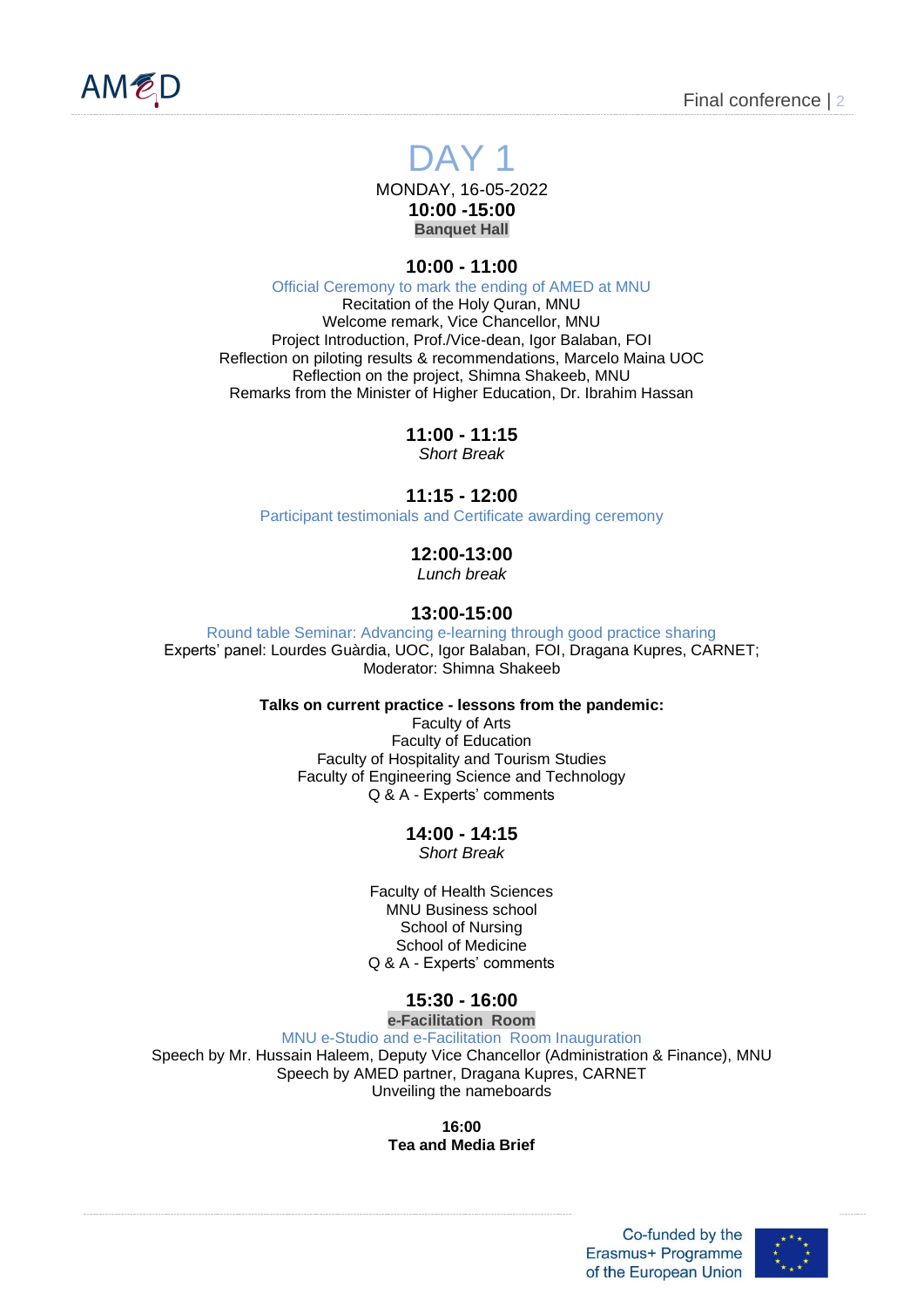# DAY 1

MONDAY, 16-05-2022

**10:00 -15:00**

**Banquet Hall**

**10:00 - 11:00**

Official Ceremony to mark the ending of AMED at MNU

Recitation of the Holy Quran, MNU

Welcome remark, Vice Chancellor, MNU

Project Introduction, Prof./Vice-dean, Igor Balaban, FOI

Reflection on piloting results & recommendations, Marcelo Maina UOC

Reflection on the project, Shimna Shakeeb, MNU

Remarks from the Minister of Higher Education, Dr. Ibrahim Hassan

**11:00 - 11:15**

*Short Break*

**11:15 - 12:00**

Participant testimonials and Certificate awarding ceremony

**12:00-13:00**

*Lunch break*

**13:00-15:00**

Round table Seminar: Advancing e-learning through good practice sharing

Experts' panel: Lourdes Guàrdia, UOC, Igor Balaban, FOI, Dragana Kupres, CARNET;

Moderator: Shimna Shakeeb

**Talks on current practice - lessons from the pandemic:**

Faculty of Arts

Faculty of Education

Faculty of Hospitality and Tourism Studies

Faculty of Engineering Science and Technology

Q & A - Experts' comments

**14:00 - 14:15**

*Short Break*

Faculty of Health Sciences

MNU Business school

School of Nursing

School of Medicine

Q & A - Experts' comments

**15:30 - 16:00**

**e-Facilitation Room**

MNU e-Studio and e-Facilitation Room Inauguration

Speech by Mr. Hussain Haleem, Deputy Vice Chancellor (Administration & Finance), MNU

Speech by AMED partner, Dragana Kupres, CARNET

Unveiling the nameboards

**16:00**

**Tea and Media Brief**

Co-funded by the Erasmus+ Programme of the European Union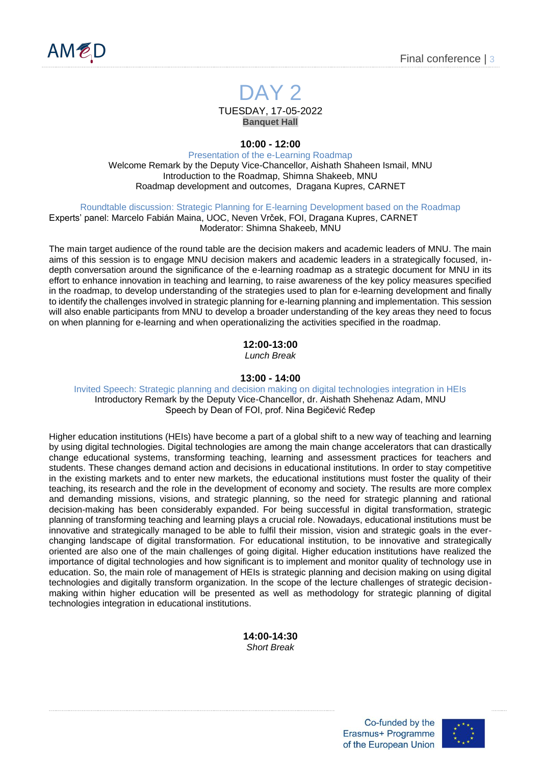# DAY 2

TUESDAY, 17-05-2022

**Banquet Hall**

**10:00 - 12:00**

Presentation of the e-Learning Roadmap

Welcome Remark by the Deputy Vice-Chancellor, Aishath Shaheen Ismail, MNU

Introduction to the Roadmap, Shimna Shakeeb, MNU

Roadmap development and outcomes, Dragana Kupres, CARNET

Roundtable discussion: Strategic Planning for E-learning Development based on the Roadmap

Experts' panel: Marcelo Fabián Maina, UOC, Neven Vrček, FOI, Dragana Kupres, CARNET

Moderator: Shimna Shakeeb, MNU

The main target audience of the round table are the decision makers and academic leaders of MNU. The main aims of this session is to engage MNU decision makers and academic leaders in a strategically focused, in-depth conversation around the significance of the e-learning roadmap as a strategic document for MNU in its effort to enhance innovation in teaching and learning, to raise awareness of the key policy measures specified in the roadmap, to develop understanding of the strategies used to plan for e-learning development and finally to identify the challenges involved in strategic planning for e-learning planning and implementation. This session will also enable participants from MNU to develop a broader understanding of the key areas they need to focus on when planning for e-learning and when operationalizing the activities specified in the roadmap.

**12:00-13:00**

*Lunch Break*

**13:00 - 14:00**

Invited Speech: Strategic planning and decision making on digital technologies integration in HEIs

Introductory Remark by the Deputy Vice-Chancellor, dr. Aishath Shehenaz Adam, MNU

Speech by Dean of FOI, prof. Nina Begičević Ređep

Higher education institutions (HEIs) have become a part of a global shift to a new way of teaching and learning by using digital technologies. Digital technologies are among the main change accelerators that can drastically change educational systems, transforming teaching, learning and assessment practices for teachers and students. These changes demand action and decisions in educational institutions. In order to stay competitive in the existing markets and to enter new markets, the educational institutions must foster the quality of their teaching, its research and the role in the development of economy and society. The results are more complex and demanding missions, visions, and strategic planning, so the need for strategic planning and rational decision-making has been considerably expanded. For being successful in digital transformation, strategic planning of transforming teaching and learning plays a crucial role. Nowadays, educational institutions must be innovative and strategically managed to be able to fulfil their mission, vision and strategic goals in the ever-changing landscape of digital transformation. For educational institution, to be innovative and strategically oriented are also one of the main challenges of going digital. Higher education institutions have realized the importance of digital technologies and how significant is to implement and monitor quality of technology use in education. So, the main role of management of HEIs is strategic planning and decision making on using digital technologies and digitally transform organization. In the scope of the lecture challenges of strategic decision-making within higher education will be presented as well as methodology for strategic planning of digital technologies integration in educational institutions.

**14:00-14:30**

*Short Break*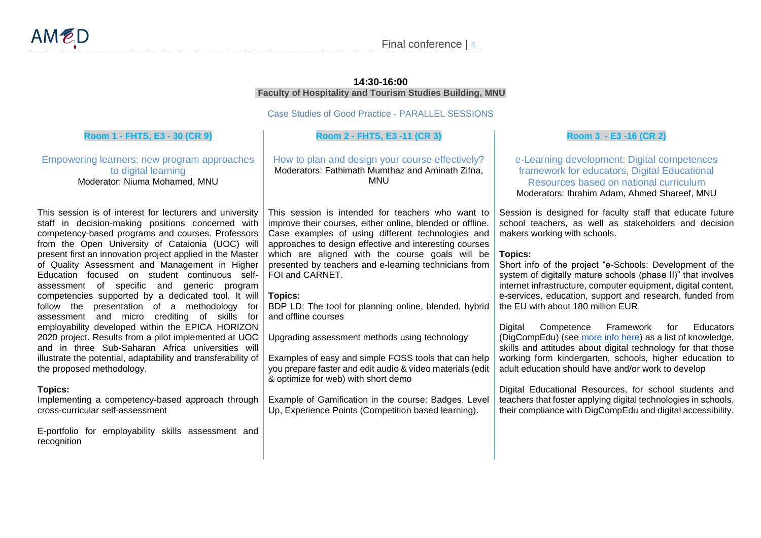**14:30-16:00**

**Faculty of Hospitality and Tourism Studies Building, MNU**

Case Studies of Good Practice - PARALLEL SESSIONS

### Room 1 - FHTS, E3 - 30 (CR 9)

#### Empowering learners: new program approaches to digital learning

Moderator: Niuma Mohamed, MNU

This session is of interest for lecturers and university staff in decision-making positions concerned with competency-based programs and courses. Professors from the Open University of Catalonia (UOC) will present first an innovation project applied in the Master of Quality Assessment and Management in Higher Education focused on student continuous self-assessment of specific and generic program competencies supported by a dedicated tool. It will follow the presentation of a methodology for assessment and micro crediting of skills for employability developed within the EPICA HORIZON 2020 project. Results from a pilot implemented at UOC and in three Sub-Saharan Africa universities will illustrate the potential, adaptability and transferability of the proposed methodology.

**Topics:**

Implementing a competency-based approach through cross-curricular self-assessment

E-portfolio for employability skills assessment and recognition

### Room 2 - FHTS, E3 -11 (CR 3)

#### How to plan and design your course effectively?

Moderators: Fathimath Mumthaz and Aminath Zifna, MNU

This session is intended for teachers who want to improve their courses, either online, blended or offline. Case examples of using different technologies and approaches to design effective and interesting courses which are aligned with the course goals will be presented by teachers and e-learning technicians from FOI and CARNET.

**Topics:**

BDP LD: The tool for planning online, blended, hybrid and offline courses

Upgrading assessment methods using technology

Examples of easy and simple FOSS tools that can help you prepare faster and edit audio & video materials (edit & optimize for web) with short demo

Example of Gamification in the course: Badges, Level Up, Experience Points (Competition based learning).

### Room 3 - E3 -16 (CR 2)

#### e-Learning development: Digital competences framework for educators, Digital Educational Resources based on national curriculum

Moderators: Ibrahim Adam, Ahmed Shareef, MNU

Session is designed for faculty staff that educate future school teachers, as well as stakeholders and decision makers working with schools.

**Topics:**

Short info of the project "e-Schools: Development of the system of digitally mature schools (phase II)" that involves internet infrastructure, computer equipment, digital content, e-services, education, support and research, funded from the EU with about 180 million EUR.

Digital Competence Framework for Educators (DigCompEdu) (see more info here) as a list of knowledge, skills and attitudes about digital technology for that those working form kindergarten, schools, higher education to adult education should have and/or work to develop

Digital Educational Resources, for school students and teachers that foster applying digital technologies in schools, their compliance with DigCompEdu and digital accessibility.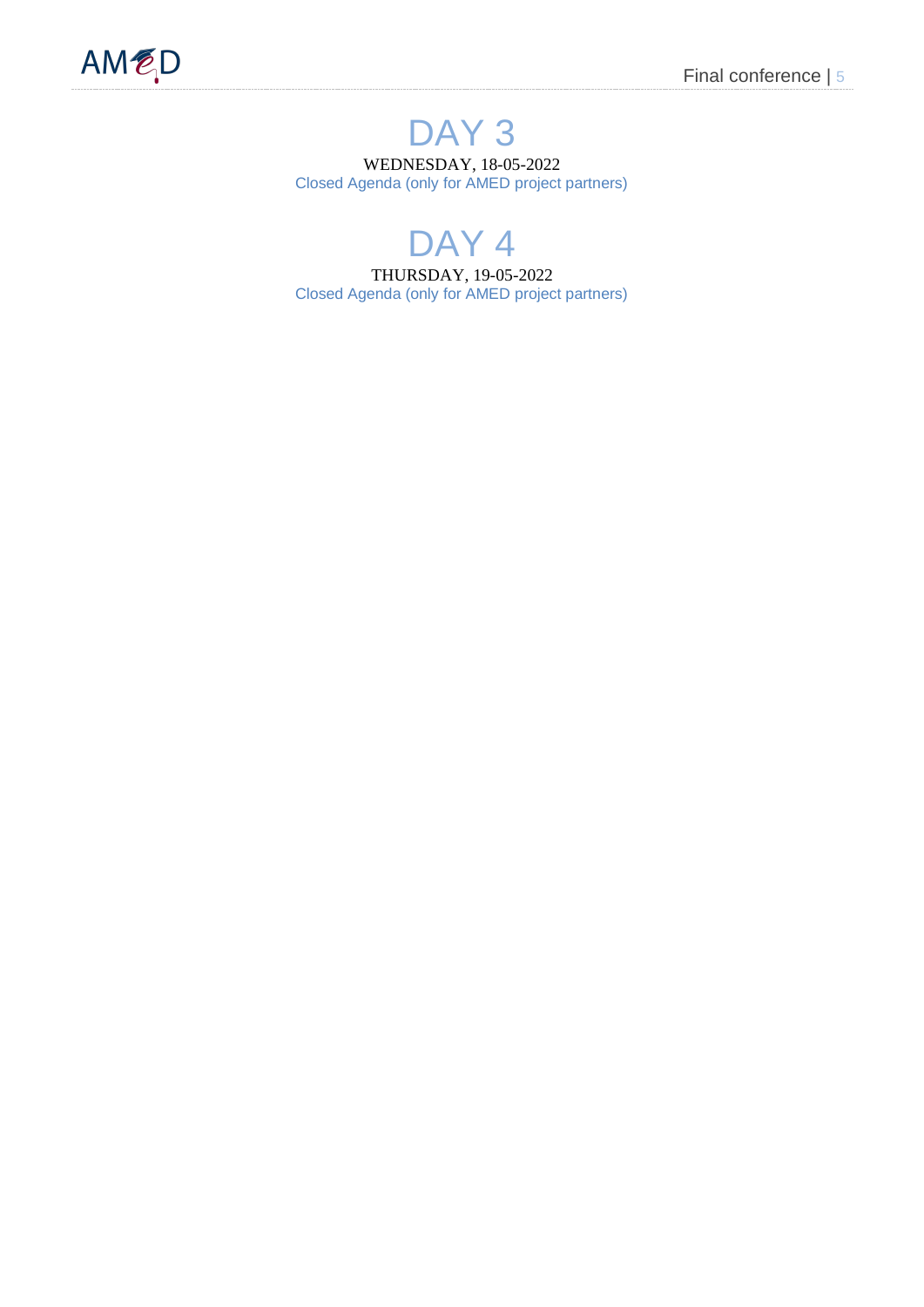# DAY 3

WEDNESDAY, 18-05-2022

Closed Agenda (only for AMED project partners)

# DAY 4

THURSDAY, 19-05-2022

Closed Agenda (only for AMED project partners)